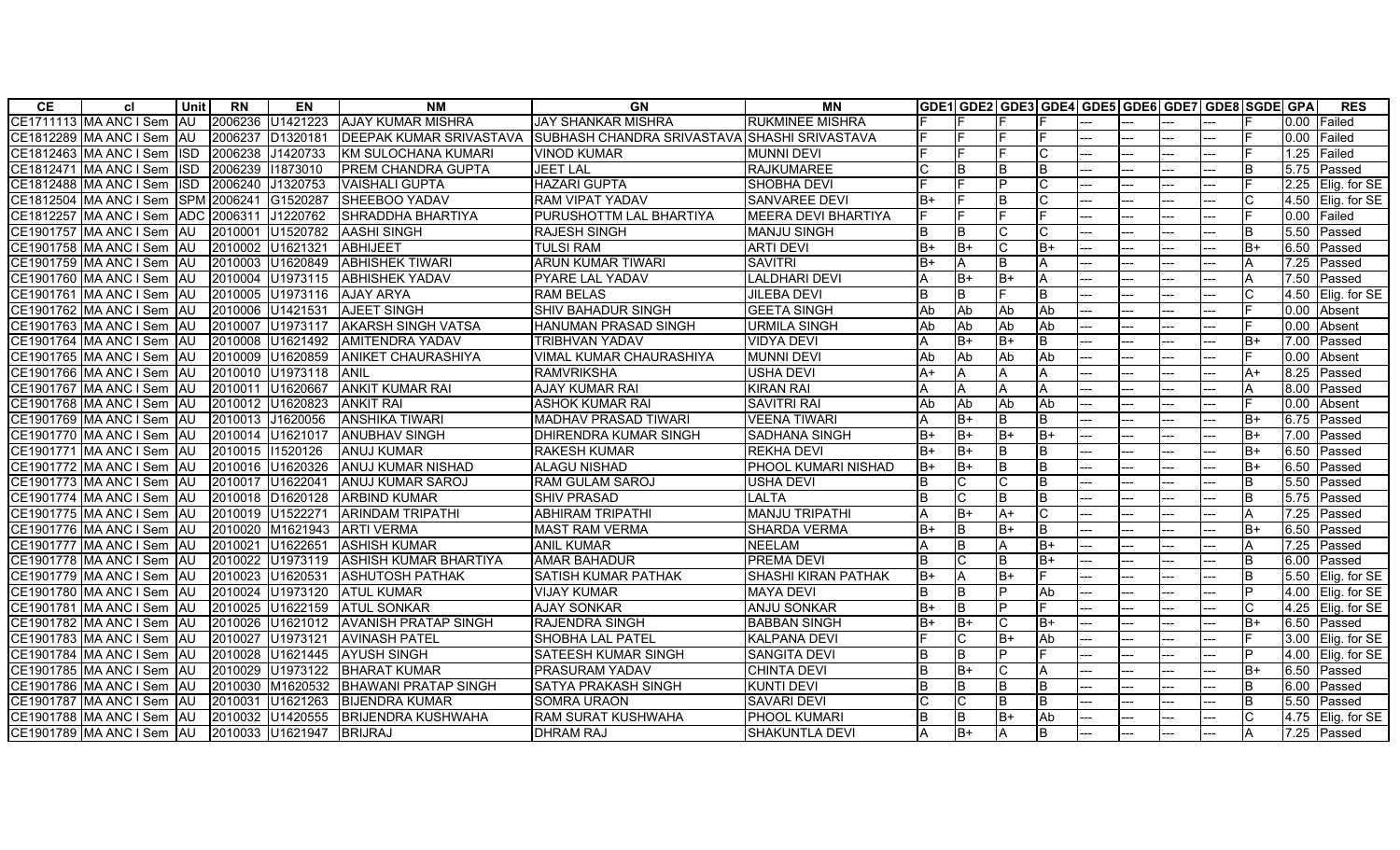| CE | cl | Unit | RN | EN | NM | GN | MN | GDE1 | GDE2 | GDE3 | GDE4 | GDE5 | GDE6 | GDE7 | GDE8 | SGDE | GPA | RES |
|---|---|---|---|---|---|---|---|---|---|---|---|---|---|---|---|---|---|---|
| CE1711113 | MA ANC I Sem | AU | 2006236 | U1421223 | AJAY KUMAR MISHRA | JAY SHANKAR MISHRA | RUKMINEE MISHRA | F | F | F | F | --- | --- | --- | --- | F | 0.00 | Failed |
| CE1812289 | MA ANC I Sem | AU | 2006237 | D1320181 | DEEPAK KUMAR SRIVASTAVA | SUBHASH CHANDRA SRIVASTAVA | SHASHI SRIVASTAVA | F | F | F | F | --- | --- | --- | --- | F | 0.00 | Failed |
| CE1812463 | MA ANC I Sem | ISD | 2006238 | J1420733 | KM SULOCHANA KUMARI | VINOD KUMAR | MUNNI DEVI | F | F | F | C | --- | --- | --- | --- | F | 1.25 | Failed |
| CE1812471 | MA ANC I Sem | ISD | 2006239 | I1873010 | PREM CHANDRA GUPTA | JEET LAL | RAJKUMAREE | C | B | B | B | --- | --- | --- | --- | B | 5.75 | Passed |
| CE1812488 | MA ANC I Sem | ISD | 2006240 | J1320753 | VAISHALI GUPTA | HAZARI GUPTA | SHOBHA DEVI | F | F | P | C | --- | --- | --- | --- | F | 2.25 | Elig. for SE |
| CE1812504 | MA ANC I Sem | SPM | 2006241 | G1520287 | SHEEBOO YADAV | RAM VIPAT YADAV | SANVAREE DEVI | B+ | F | B | C | --- | --- | --- | --- | C | 4.50 | Elig. for SE |
| CE1812257 | MA ANC I Sem | ADC | 2006311 | J1220762 | SHRADDHA BHARTIYA | PURUSHOTTM LAL BHARTIYA | MEERA DEVI BHARTIYA | F | F | F | F | --- | --- | --- | --- | F | 0.00 | Failed |
| CE1901757 | MA ANC I Sem | AU | 2010001 | U1520782 | AASHI SINGH | RAJESH SINGH | MANJU SINGH | B | B | C | C | --- | --- | --- | --- | B | 5.50 | Passed |
| CE1901758 | MA ANC I Sem | AU | 2010002 | U1621321 | ABHIJEET | TULSI RAM | ARTI DEVI | B+ | B+ | C | B+ | --- | --- | --- | --- | B+ | 6.50 | Passed |
| CE1901759 | MA ANC I Sem | AU | 2010003 | U1620849 | ABHISHEK TIWARI | ARUN KUMAR TIWARI | SAVITRI | B+ | A | B | A | --- | --- | --- | --- | A | 7.25 | Passed |
| CE1901760 | MA ANC I Sem | AU | 2010004 | U1973115 | ABHISHEK YADAV | PYARE LAL YADAV | LALDHARI DEVI | A | B+ | B+ | A | --- | --- | --- | --- | A | 7.50 | Passed |
| CE1901761 | MA ANC I Sem | AU | 2010005 | U1973116 | AJAY ARYA | RAM BELAS | JILEBA DEVI | B | B | F | B | --- | --- | --- | --- | C | 4.50 | Elig. for SE |
| CE1901762 | MA ANC I Sem | AU | 2010006 | U1421531 | AJEET SINGH | SHIV BAHADUR SINGH | GEETA SINGH | Ab | Ab | Ab | Ab | --- | --- | --- | --- | F | 0.00 | Absent |
| CE1901763 | MA ANC I Sem | AU | 2010007 | U1973117 | AKARSH SINGH VATSA | HANUMAN PRASAD SINGH | URMILA SINGH | Ab | Ab | Ab | Ab | --- | --- | --- | --- | F | 0.00 | Absent |
| CE1901764 | MA ANC I Sem | AU | 2010008 | U1621492 | AMITENDRA YADAV | TRIBHVAN YADAV | VIDYA DEVI | A | B+ | B+ | B | --- | --- | --- | --- | B+ | 7.00 | Passed |
| CE1901765 | MA ANC I Sem | AU | 2010009 | U1620859 | ANIKET CHAURASHIYA | VIMAL KUMAR CHAURASHIYA | MUNNI DEVI | Ab | Ab | Ab | Ab | --- | --- | --- | --- | F | 0.00 | Absent |
| CE1901766 | MA ANC I Sem | AU | 2010010 | U1973118 | ANIL | RAMVRIKSHA | USHA DEVI | A+ | A | A | A | --- | --- | --- | --- | A+ | 8.25 | Passed |
| CE1901767 | MA ANC I Sem | AU | 2010011 | U1620667 | ANKIT KUMAR RAI | AJAY KUMAR RAI | KIRAN RAI | A | A | A | A | --- | --- | --- | --- | A | 8.00 | Passed |
| CE1901768 | MA ANC I Sem | AU | 2010012 | U1620823 | ANKIT RAI | ASHOK KUMAR RAI | SAVITRI RAI | Ab | Ab | Ab | Ab | --- | --- | --- | --- | F | 0.00 | Absent |
| CE1901769 | MA ANC I Sem | AU | 2010013 | J1620056 | ANSHIKA TIWARI | MADHAV PRASAD TIWARI | VEENA TIWARI | A | B+ | B | B | --- | --- | --- | --- | B+ | 6.75 | Passed |
| CE1901770 | MA ANC I Sem | AU | 2010014 | U1621017 | ANUBHAV SINGH | DHIRENDRA KUMAR SINGH | SADHANA SINGH | B+ | B+ | B+ | B+ | --- | --- | --- | --- | B+ | 7.00 | Passed |
| CE1901771 | MA ANC I Sem | AU | 2010015 | I1520126 | ANUJ KUMAR | RAKESH KUMAR | REKHA DEVI | B+ | B+ | B | B | --- | --- | --- | --- | B+ | 6.50 | Passed |
| CE1901772 | MA ANC I Sem | AU | 2010016 | U1620326 | ANUJ KUMAR NISHAD | ALAGU NISHAD | PHOOL KUMARI NISHAD | B+ | B+ | B | B | --- | --- | --- | --- | B+ | 6.50 | Passed |
| CE1901773 | MA ANC I Sem | AU | 2010017 | U1622041 | ANUJ KUMAR SAROJ | RAM GULAM SAROJ | USHA DEVI | B | C | C | B | --- | --- | --- | --- | B | 5.50 | Passed |
| CE1901774 | MA ANC I Sem | AU | 2010018 | D1620128 | ARBIND KUMAR | SHIV PRASAD | LALTA | B | C | B | B | --- | --- | --- | --- | B | 5.75 | Passed |
| CE1901775 | MA ANC I Sem | AU | 2010019 | U1522271 | ARINDAM TRIPATHI | ABHIRAM TRIPATHI | MANJU TRIPATHI | A | B+ | A+ | C | --- | --- | --- | --- | A | 7.25 | Passed |
| CE1901776 | MA ANC I Sem | AU | 2010020 | M1621943 | ARTI VERMA | MAST RAM VERMA | SHARDA VERMA | B+ | B | B+ | B | --- | --- | --- | --- | B+ | 6.50 | Passed |
| CE1901777 | MA ANC I Sem | AU | 2010021 | U1622651 | ASHISH KUMAR | ANIL KUMAR | NEELAM | A | B | A | B+ | --- | --- | --- | --- | A | 7.25 | Passed |
| CE1901778 | MA ANC I Sem | AU | 2010022 | U1973119 | ASHISH KUMAR BHARTIYA | AMAR BAHADUR | PREMA DEVI | B | C | B | B+ | --- | --- | --- | --- | B | 6.00 | Passed |
| CE1901779 | MA ANC I Sem | AU | 2010023 | U1620531 | ASHUTOSH PATHAK | SATISH KUMAR PATHAK | SHASHI KIRAN PATHAK | B+ | A | B+ | F | --- | --- | --- | --- | B | 5.50 | Elig. for SE |
| CE1901780 | MA ANC I Sem | AU | 2010024 | U1973120 | ATUL KUMAR | VIJAY KUMAR | MAYA DEVI | B | B | P | Ab | --- | --- | --- | --- | P | 4.00 | Elig. for SE |
| CE1901781 | MA ANC I Sem | AU | 2010025 | U1622159 | ATUL SONKAR | AJAY SONKAR | ANJU SONKAR | B+ | B | P | F | --- | --- | --- | --- | C | 4.25 | Elig. for SE |
| CE1901782 | MA ANC I Sem | AU | 2010026 | U1621012 | AVANISH PRATAP SINGH | RAJENDRA SINGH | BABBAN SINGH | B+ | B+ | C | B+ | --- | --- | --- | --- | B+ | 6.50 | Passed |
| CE1901783 | MA ANC I Sem | AU | 2010027 | U1973121 | AVINASH PATEL | SHOBHA LAL PATEL | KALPANA DEVI | F | C | B+ | Ab | --- | --- | --- | --- | F | 3.00 | Elig. for SE |
| CE1901784 | MA ANC I Sem | AU | 2010028 | U1621445 | AYUSH SINGH | SATEESH KUMAR SINGH | SANGITA DEVI | B | B | P | F | --- | --- | --- | --- | P | 4.00 | Elig. for SE |
| CE1901785 | MA ANC I Sem | AU | 2010029 | U1973122 | BHARAT KUMAR | PRASURAM YADAV | CHINTA DEVI | B | B+ | C | A | --- | --- | --- | --- | B+ | 6.50 | Passed |
| CE1901786 | MA ANC I Sem | AU | 2010030 | M1620532 | BHAWANI PRATAP SINGH | SATYA PRAKASH SINGH | KUNTI DEVI | B | B | B | B | --- | --- | --- | --- | B | 6.00 | Passed |
| CE1901787 | MA ANC I Sem | AU | 2010031 | U1621263 | BIJENDRA KUMAR | SOMRA URAON | SAVARI DEVI | C | C | B | B | --- | --- | --- | --- | B | 5.50 | Passed |
| CE1901788 | MA ANC I Sem | AU | 2010032 | U1420555 | BRIJENDRA KUSHWAHA | RAM SURAT KUSHWAHA | PHOOL KUMARI | B | B | B+ | Ab | --- | --- | --- | --- | C | 4.75 | Elig. for SE |
| CE1901789 | MA ANC I Sem | AU | 2010033 | U1621947 | BRIJRAJ | DHRAM RAJ | SHAKUNTLA DEVI | A | B+ | A | B | --- | --- | --- | --- | A | 7.25 | Passed |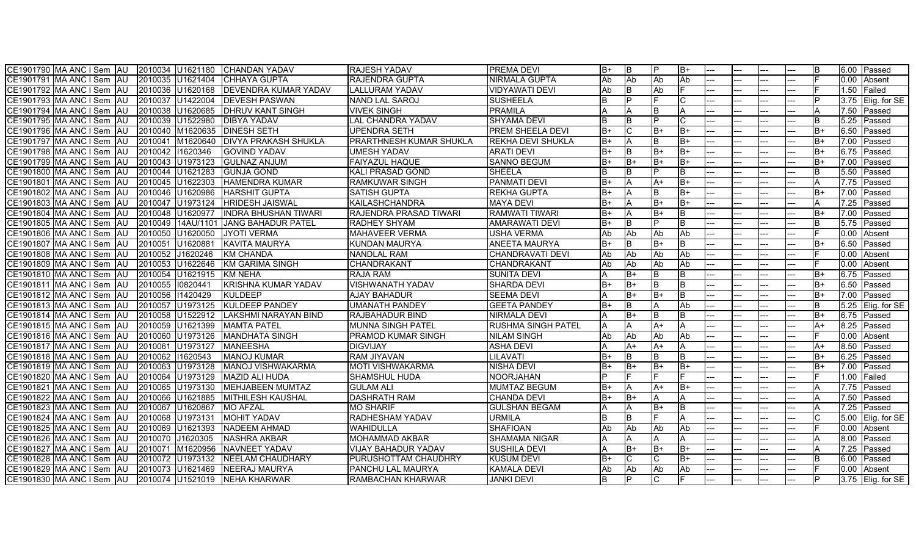| | | | | | | | | | | | | | | | | | | | | |
|---|---|---|---|---|---|---|---|---|---|---|---|---|---|---|---|---|---|---|---|---|
| CE1901790 | MA ANC I Sem | AU | 2010034 | U1621180 | CHANDAN YADAV | RAJESH YADAV | PREMA DEVI | B+ | B | P | B+ | --- | --- | --- | --- | B | 6.00 | Passed |
| CE1901791 | MA ANC I Sem | AU | 2010035 | U1621404 | CHHAYA GUPTA | RAJENDRA GUPTA | NIRMALA GUPTA | Ab | Ab | Ab | Ab | --- | --- | --- | --- | F | 0.00 | Absent |
| CE1901792 | MA ANC I Sem | AU | 2010036 | U1620168 | DEVENDRA KUMAR YADAV | LALLURAM YADAV | VIDYAWATI DEVI | Ab | B | Ab | F | --- | --- | --- | --- | F | 1.50 | Failed |
| CE1901793 | MA ANC I Sem | AU | 2010037 | U1422004 | DEVESH PASWAN | NAND LAL SAROJ | SUSHEELA | B | P | F | C | --- | --- | --- | --- | P | 3.75 | Elig. for SE |
| CE1901794 | MA ANC I Sem | AU | 2010038 | U1620685 | DHRUV KANT SINGH | VIVEK SINGH | PRAMILA | A | A | B | A | --- | --- | --- | --- | A | 7.50 | Passed |
| CE1901795 | MA ANC I Sem | AU | 2010039 | U1522980 | DIBYA YADAV | LAL CHANDRA YADAV | SHYAMA DEVI | B | B | P | C | --- | --- | --- | --- | B | 5.25 | Passed |
| CE1901796 | MA ANC I Sem | AU | 2010040 | M1620635 | DINESH SETH | UPENDRA SETH | PREM SHEELA DEVI | B+ | C | B+ | B+ | --- | --- | --- | --- | B+ | 6.50 | Passed |
| CE1901797 | MA ANC I Sem | AU | 2010041 | M1620640 | DIVYA PRAKASH SHUKLA | PRARTHNESH KUMAR SHUKLA | REKHA DEVI SHUKLA | B+ | A | B | B+ | --- | --- | --- | --- | B+ | 7.00 | Passed |
| CE1901798 | MA ANC I Sem | AU | 2010042 | I1620346 | GOVIND YADAV | UMESH YADAV | ARATI DEVI | B+ | B | B+ | B+ | --- | --- | --- | --- | B+ | 6.75 | Passed |
| CE1901799 | MA ANC I Sem | AU | 2010043 | U1973123 | GULNAZ ANJUM | FAIYAZUL HAQUE | SANNO BEGUM | B+ | B+ | B+ | B+ | --- | --- | --- | --- | B+ | 7.00 | Passed |
| CE1901800 | MA ANC I Sem | AU | 2010044 | U1621283 | GUNJA GOND | KALI PRASAD GOND | SHEELA | B | B | P | B | --- | --- | --- | --- | B | 5.50 | Passed |
| CE1901801 | MA ANC I Sem | AU | 2010045 | U1622303 | HAMENDRA KUMAR | RAMKUWAR SINGH | PANMATI DEVI | B+ | A | A+ | B+ | --- | --- | --- | --- | A | 7.75 | Passed |
| CE1901802 | MA ANC I Sem | AU | 2010046 | U1620986 | HARSHIT GUPTA | SATISH GUPTA | REKHA GUPTA | B+ | A | B | B+ | --- | --- | --- | --- | B+ | 7.00 | Passed |
| CE1901803 | MA ANC I Sem | AU | 2010047 | U1973124 | HRIDESH JAISWAL | KAILASHCHANDRA | MAYA DEVI | B+ | A | B+ | B+ | --- | --- | --- | --- | A | 7.25 | Passed |
| CE1901804 | MA ANC I Sem | AU | 2010048 | U1620977 | INDRA BHUSHAN TIWARI | RAJENDRA PRASAD TIWARI | RAMWATI TIWARI | B+ | A | B+ | B | --- | --- | --- | --- | B+ | 7.00 | Passed |
| CE1901805 | MA ANC I Sem | AU | 2010049 | 14AU/1101 | JANG BAHADUR PATEL | RADHEY SHYAM | AMARAWATI DEVI | B+ | B | P | B | --- | --- | --- | --- | B | 5.75 | Passed |
| CE1901806 | MA ANC I Sem | AU | 2010050 | U1620050 | JYOTI VERMA | MAHAVEER VERMA | USHA VERMA | Ab | Ab | Ab | Ab | --- | --- | --- | --- | F | 0.00 | Absent |
| CE1901807 | MA ANC I Sem | AU | 2010051 | U1620881 | KAVITA MAURYA | KUNDAN MAURYA | ANEETA MAURYA | B+ | B | B+ | B | --- | --- | --- | --- | B+ | 6.50 | Passed |
| CE1901808 | MA ANC I Sem | AU | 2010052 | J1620246 | KM CHANDA | NANDLAL RAM | CHANDRAVATI DEVI | Ab | Ab | Ab | Ab | --- | --- | --- | --- | F | 0.00 | Absent |
| CE1901809 | MA ANC I Sem | AU | 2010053 | U1622646 | KM GARIMA SINGH | CHANDRAKANT | CHANDRAKANT | Ab | Ab | Ab | Ab | --- | --- | --- | --- | F | 0.00 | Absent |
| CE1901810 | MA ANC I Sem | AU | 2010054 | U1621915 | KM NEHA | RAJA RAM | SUNITA DEVI | A | B+ | B | B | --- | --- | --- | --- | B+ | 6.75 | Passed |
| CE1901811 | MA ANC I Sem | AU | 2010055 | I0820441 | KRISHNA KUMAR YADAV | VISHWANATH YADAV | SHARDA DEVI | B+ | B+ | B | B | --- | --- | --- | --- | B+ | 6.50 | Passed |
| CE1901812 | MA ANC I Sem | AU | 2010056 | I1420429 | KULDEEP | AJAY BAHADUR | SEEMA DEVI | A | B+ | B+ | B | --- | --- | --- | --- | B+ | 7.00 | Passed |
| CE1901813 | MA ANC I Sem | AU | 2010057 | U1973125 | KULDEEP PANDEY | UMANATH PANDEY | GEETA PANDEY | B+ | B | A | Ab | --- | --- | --- | --- | B | 5.25 | Elig. for SE |
| CE1901814 | MA ANC I Sem | AU | 2010058 | U1522912 | LAKSHMI NARAYAN BIND | RAJBAHADUR BIND | NIRMALA DEVI | A | B+ | B | B | --- | --- | --- | --- | B+ | 6.75 | Passed |
| CE1901815 | MA ANC I Sem | AU | 2010059 | U1621399 | MAMTA PATEL | MUNNA SINGH PATEL | RUSHMA SINGH PATEL | A | A | A+ | A | --- | --- | --- | --- | A+ | 8.25 | Passed |
| CE1901816 | MA ANC I Sem | AU | 2010060 | U1973126 | MANDHATA SINGH | PRAMOD KUMAR SINGH | NILAM SINGH | Ab | Ab | Ab | Ab | --- | --- | --- | --- | F | 0.00 | Absent |
| CE1901817 | MA ANC I Sem | AU | 2010061 | U1973127 | MANEESHA | DIGVIJAY | ASHA DEVI | A | A+ | A+ | A | --- | --- | --- | --- | A+ | 8.50 | Passed |
| CE1901818 | MA ANC I Sem | AU | 2010062 | I1620543 | MANOJ KUMAR | RAM JIYAVAN | LILAVATI | B+ | B | B | B | --- | --- | --- | --- | B+ | 6.25 | Passed |
| CE1901819 | MA ANC I Sem | AU | 2010063 | U1973128 | MANOJ VISHWAKARMA | MOTI VISHWAKARMA | NISHA DEVI | B+ | B+ | B+ | B+ | --- | --- | --- | --- | B+ | 7.00 | Passed |
| CE1901820 | MA ANC I Sem | AU | 2010064 | U1973129 | MAZID ALI HUDA | SHAMSHUL HUDA | NOORJAHAN | P | F | F | F | --- | --- | --- | --- | F | 1.00 | Failed |
| CE1901821 | MA ANC I Sem | AU | 2010065 | U1973130 | MEHJABEEN MUMTAZ | GULAM ALI | MUMTAZ BEGUM | B+ | A | A+ | B+ | --- | --- | --- | --- | A | 7.75 | Passed |
| CE1901822 | MA ANC I Sem | AU | 2010066 | U1621885 | MITHILESH KAUSHAL | DASHRATH RAM | CHANDA DEVI | B+ | B+ | A | A | --- | --- | --- | --- | A | 7.50 | Passed |
| CE1901823 | MA ANC I Sem | AU | 2010067 | U1620867 | MO AFZAL | MO SHARIF | GULSHAN BEGAM | A | A | B+ | B | --- | --- | --- | --- | A | 7.25 | Passed |
| CE1901824 | MA ANC I Sem | AU | 2010068 | U1973131 | MOHIT YADAV | RADHESHAM YADAV | URMILA | B | B | F | A | --- | --- | --- | --- | C | 5.00 | Elig. for SE |
| CE1901825 | MA ANC I Sem | AU | 2010069 | U1621393 | NADEEM AHMAD | WAHIDULLA | SHAFIOAN | Ab | Ab | Ab | Ab | --- | --- | --- | --- | F | 0.00 | Absent |
| CE1901826 | MA ANC I Sem | AU | 2010070 | J1620305 | NASHRA AKBAR | MOHAMMAD AKBAR | SHAMAMA NIGAR | A | A | A | A | --- | --- | --- | --- | A | 8.00 | Passed |
| CE1901827 | MA ANC I Sem | AU | 2010071 | M1620956 | NAVNEET YADAV | VIJAY BAHADUR YADAV | SUSHILA DEVI | A | B+ | B+ | B+ | --- | --- | --- | --- | A | 7.25 | Passed |
| CE1901828 | MA ANC I Sem | AU | 2010072 | U1973132 | NEELAM CHAUDHARY | PURUSHOTTAM CHAUDHRY | KUSUM DEVI | B+ | C | C | B+ | --- | --- | --- | --- | B | 6.00 | Passed |
| CE1901829 | MA ANC I Sem | AU | 2010073 | U1621469 | NEERAJ MAURYA | PANCHU LAL MAURYA | KAMALA DEVI | Ab | Ab | Ab | Ab | --- | --- | --- | --- | F | 0.00 | Absent |
| CE1901830 | MA ANC I Sem | AU | 2010074 | U1521019 | NEHA KHARWAR | RAMBACHAN KHARWAR | JANKI DEVI | B | P | C | F | --- | --- | --- | --- | P | 3.75 | Elig. for SE |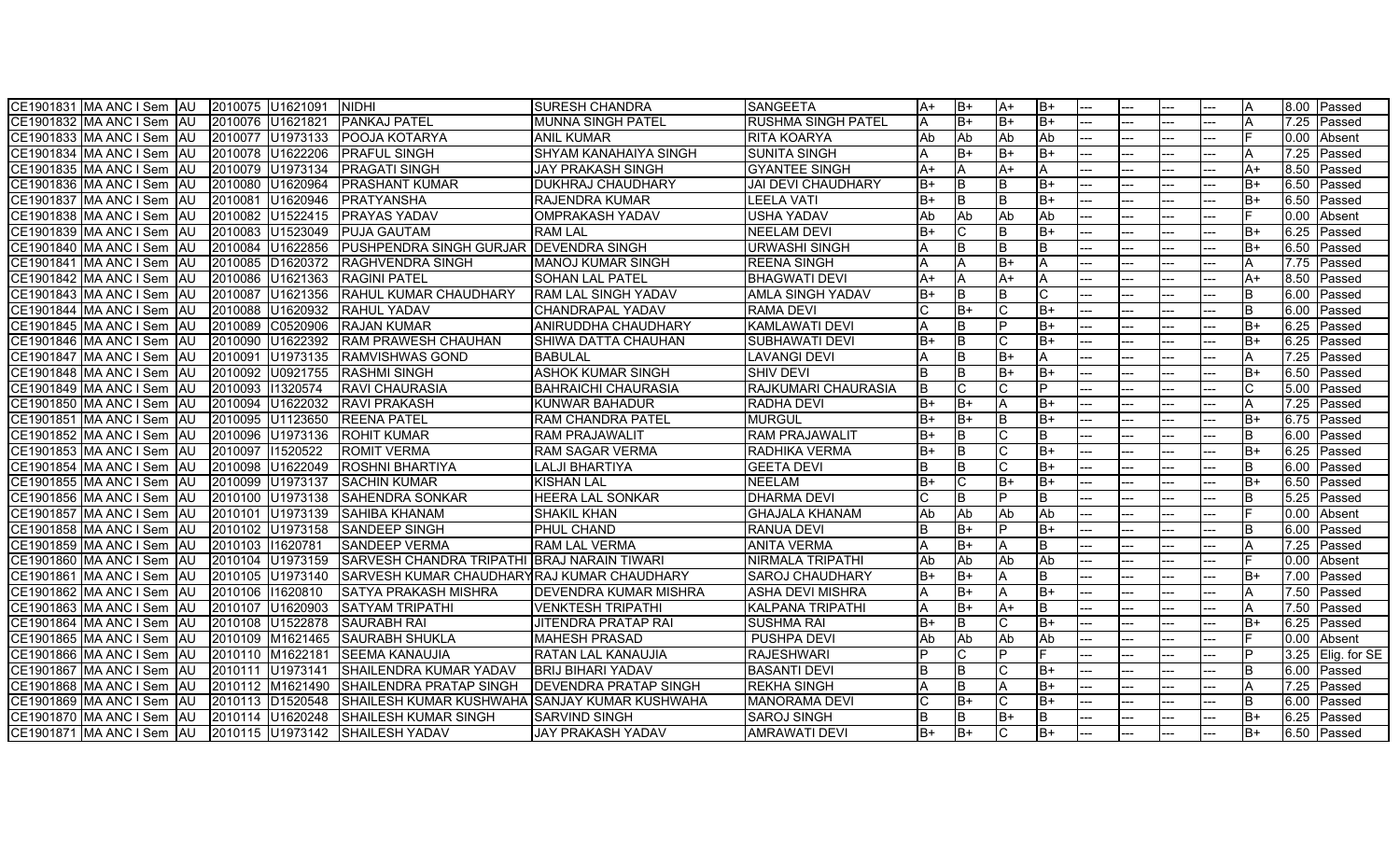| | | | | | | | | | | | | | | | | | | |
|---|---|---|---|---|---|---|---|---|---|---|---|---|---|---|---|---|---|---|
| CE1901831 | MA ANC I Sem | AU | 2010075 | U1621091 | NIDHI | SURESH CHANDRA | SANGEETA | A+ | B+ | A+ | B+ | --- | --- | --- | --- | A | 8.00 | Passed |
| CE1901832 | MA ANC I Sem | AU | 2010076 | U1621821 | PANKAJ PATEL | MUNNA SINGH PATEL | RUSHMA SINGH PATEL | A | B+ | B+ | B+ | --- | --- | --- | --- | A | 7.25 | Passed |
| CE1901833 | MA ANC I Sem | AU | 2010077 | U1973133 | POOJA KOTARYA | ANIL KUMAR | RITA KOARYA | Ab | Ab | Ab | Ab | --- | --- | --- | --- | F | 0.00 | Absent |
| CE1901834 | MA ANC I Sem | AU | 2010078 | U1622206 | PRAFUL SINGH | SHYAM KANAHAIYA SINGH | SUNITA SINGH | A | B+ | B+ | B+ | --- | --- | --- | --- | A | 7.25 | Passed |
| CE1901835 | MA ANC I Sem | AU | 2010079 | U1973134 | PRAGATI SINGH | JAY PRAKASH SINGH | GYANTEE SINGH | A+ | A | A+ | A | --- | --- | --- | --- | A+ | 8.50 | Passed |
| CE1901836 | MA ANC I Sem | AU | 2010080 | U1620964 | PRASHANT KUMAR | DUKHRAJ CHAUDHARY | JAI DEVI CHAUDHARY | B+ | B | B | B+ | --- | --- | --- | --- | B+ | 6.50 | Passed |
| CE1901837 | MA ANC I Sem | AU | 2010081 | U1620946 | PRATYANSHA | RAJENDRA KUMAR | LEELA VATI | B+ | B | B | B+ | --- | --- | --- | --- | B+ | 6.50 | Passed |
| CE1901838 | MA ANC I Sem | AU | 2010082 | U1522415 | PRAYAS YADAV | OMPRAKASH YADAV | USHA YADAV | Ab | Ab | Ab | Ab | --- | --- | --- | --- | F | 0.00 | Absent |
| CE1901839 | MA ANC I Sem | AU | 2010083 | U1523049 | PUJA GAUTAM | RAM LAL | NEELAM DEVI | B+ | C | B | B+ | --- | --- | --- | --- | B+ | 6.25 | Passed |
| CE1901840 | MA ANC I Sem | AU | 2010084 | U1622856 | PUSHPENDRA SINGH GURJAR | DEVENDRA SINGH | URWASHI SINGH | A | B | B | B | --- | --- | --- | --- | B+ | 6.50 | Passed |
| CE1901841 | MA ANC I Sem | AU | 2010085 | D1620372 | RAGHVENDRA SINGH | MANOJ KUMAR SINGH | REENA SINGH | A | A | B+ | A | --- | --- | --- | --- | A | 7.75 | Passed |
| CE1901842 | MA ANC I Sem | AU | 2010086 | U1621363 | RAGINI PATEL | SOHAN LAL PATEL | BHAGWATI DEVI | A+ | A | A+ | A | --- | --- | --- | --- | A+ | 8.50 | Passed |
| CE1901843 | MA ANC I Sem | AU | 2010087 | U1621356 | RAHUL KUMAR CHAUDHARY | RAM LAL SINGH YADAV | AMLA SINGH YADAV | B+ | B | B | C | --- | --- | --- | --- | B | 6.00 | Passed |
| CE1901844 | MA ANC I Sem | AU | 2010088 | U1620932 | RAHUL YADAV | CHANDRAPAL YADAV | RAMA DEVI | C | B+ | C | B+ | --- | --- | --- | --- | B | 6.00 | Passed |
| CE1901845 | MA ANC I Sem | AU | 2010089 | C0520906 | RAJAN KUMAR | ANIRUDDHA CHAUDHARY | KAMLAWATI DEVI | A | B | P | B+ | --- | --- | --- | --- | B+ | 6.25 | Passed |
| CE1901846 | MA ANC I Sem | AU | 2010090 | U1622392 | RAM PRAWESH CHAUHAN | SHIWA DATTA CHAUHAN | SUBHAWATI DEVI | B+ | B | C | B+ | --- | --- | --- | --- | B+ | 6.25 | Passed |
| CE1901847 | MA ANC I Sem | AU | 2010091 | U1973135 | RAMVISHWAS GOND | BABULAL | LAVANGI DEVI | A | B | B+ | A | --- | --- | --- | --- | A | 7.25 | Passed |
| CE1901848 | MA ANC I Sem | AU | 2010092 | U0921755 | RASHMI SINGH | ASHOK KUMAR SINGH | SHIV DEVI | B | B | B+ | B+ | --- | --- | --- | --- | B+ | 6.50 | Passed |
| CE1901849 | MA ANC I Sem | AU | 2010093 | I1320574 | RAVI CHAURASIA | BAHRAICHI CHAURASIA | RAJKUMARI CHAURASIA | B | C | C | P | --- | --- | --- | --- | C | 5.00 | Passed |
| CE1901850 | MA ANC I Sem | AU | 2010094 | U1622032 | RAVI PRAKASH | KUNWAR BAHADUR | RADHA DEVI | B+ | B+ | A | B+ | --- | --- | --- | --- | A | 7.25 | Passed |
| CE1901851 | MA ANC I Sem | AU | 2010095 | U1123650 | REENA PATEL | RAM CHANDRA PATEL | MURGUL | B+ | B+ | B | B+ | --- | --- | --- | --- | B+ | 6.75 | Passed |
| CE1901852 | MA ANC I Sem | AU | 2010096 | U1973136 | ROHIT KUMAR | RAM PRAJAWALIT | RAM PRAJAWALIT | B+ | B | C | B | --- | --- | --- | --- | B | 6.00 | Passed |
| CE1901853 | MA ANC I Sem | AU | 2010097 | I1520522 | ROMIT VERMA | RAM SAGAR VERMA | RADHIKA VERMA | B+ | B | C | B+ | --- | --- | --- | --- | B+ | 6.25 | Passed |
| CE1901854 | MA ANC I Sem | AU | 2010098 | U1622049 | ROSHNI BHARTIYA | LALJI BHARTIYA | GEETA DEVI | B | B | C | B+ | --- | --- | --- | --- | B | 6.00 | Passed |
| CE1901855 | MA ANC I Sem | AU | 2010099 | U1973137 | SACHIN KUMAR | KISHAN LAL | NEELAM | B+ | C | B+ | B+ | --- | --- | --- | --- | B+ | 6.50 | Passed |
| CE1901856 | MA ANC I Sem | AU | 2010100 | U1973138 | SAHENDRA SONKAR | HEERA LAL SONKAR | DHARMA DEVI | C | B | P | B | --- | --- | --- | --- | B | 5.25 | Passed |
| CE1901857 | MA ANC I Sem | AU | 2010101 | U1973139 | SAHIBA KHANAM | SHAKIL KHAN | GHAJALA KHANAM | Ab | Ab | Ab | Ab | --- | --- | --- | --- | F | 0.00 | Absent |
| CE1901858 | MA ANC I Sem | AU | 2010102 | U1973158 | SANDEEP SINGH | PHUL CHAND | RANUA DEVI | B | B+ | P | B+ | --- | --- | --- | --- | B | 6.00 | Passed |
| CE1901859 | MA ANC I Sem | AU | 2010103 | I1620781 | SANDEEP VERMA | RAM LAL VERMA | ANITA VERMA | A | B+ | A | B | --- | --- | --- | --- | A | 7.25 | Passed |
| CE1901860 | MA ANC I Sem | AU | 2010104 | U1973159 | SARVESH CHANDRA TRIPATHI | BRAJ NARAIN TIWARI | NIRMALA TRIPATHI | Ab | Ab | Ab | Ab | --- | --- | --- | --- | F | 0.00 | Absent |
| CE1901861 | MA ANC I Sem | AU | 2010105 | U1973140 | SARVESH KUMAR CHAUDHARY | RAJ KUMAR CHAUDHARY | SAROJ CHAUDHARY | B+ | B+ | A | B | --- | --- | --- | --- | B+ | 7.00 | Passed |
| CE1901862 | MA ANC I Sem | AU | 2010106 | I1620810 | SATYA PRAKASH MISHRA | DEVENDRA KUMAR MISHRA | ASHA DEVI MISHRA | A | B+ | A | B+ | --- | --- | --- | --- | A | 7.50 | Passed |
| CE1901863 | MA ANC I Sem | AU | 2010107 | U1620903 | SATYAM TRIPATHI | VENKTESH TRIPATHI | KALPANA TRIPATHI | A | B+ | A+ | B | --- | --- | --- | --- | A | 7.50 | Passed |
| CE1901864 | MA ANC I Sem | AU | 2010108 | U1522878 | SAURABH RAI | JITENDRA PRATAP RAI | SUSHMA RAI | B+ | B | C | B+ | --- | --- | --- | --- | B+ | 6.25 | Passed |
| CE1901865 | MA ANC I Sem | AU | 2010109 | M1621465 | SAURABH SHUKLA | MAHESH PRASAD | PUSHPA DEVI | Ab | Ab | Ab | Ab | --- | --- | --- | --- | F | 0.00 | Absent |
| CE1901866 | MA ANC I Sem | AU | 2010110 | M1622181 | SEEMA KANAUJIA | RATAN LAL KANAUJIA | RAJESHWARI | P | C | P | F | --- | --- | --- | --- | P | 3.25 | Elig. for SE |
| CE1901867 | MA ANC I Sem | AU | 2010111 | U1973141 | SHAILENDRA KUMAR YADAV | BRIJ BIHARI YADAV | BASANTI DEVI | B | B | C | B+ | --- | --- | --- | --- | B | 6.00 | Passed |
| CE1901868 | MA ANC I Sem | AU | 2010112 | M1621490 | SHAILENDRA PRATAP SINGH | DEVENDRA PRATAP SINGH | REKHA SINGH | A | B | A | B+ | --- | --- | --- | --- | A | 7.25 | Passed |
| CE1901869 | MA ANC I Sem | AU | 2010113 | D1520548 | SHAILESH KUMAR KUSHWAHA | SANJAY KUMAR KUSHWAHA | MANORAMA DEVI | C | B+ | C | B+ | --- | --- | --- | --- | B | 6.00 | Passed |
| CE1901870 | MA ANC I Sem | AU | 2010114 | U1620248 | SHAILESH KUMAR SINGH | SARVIND SINGH | SAROJ SINGH | B | B | B+ | B | --- | --- | --- | --- | B+ | 6.25 | Passed |
| CE1901871 | MA ANC I Sem | AU | 2010115 | U1973142 | SHAILESH YADAV | JAY PRAKASH YADAV | AMRAWATI DEVI | B+ | B+ | C | B+ | --- | --- | --- | --- | B+ | 6.50 | Passed |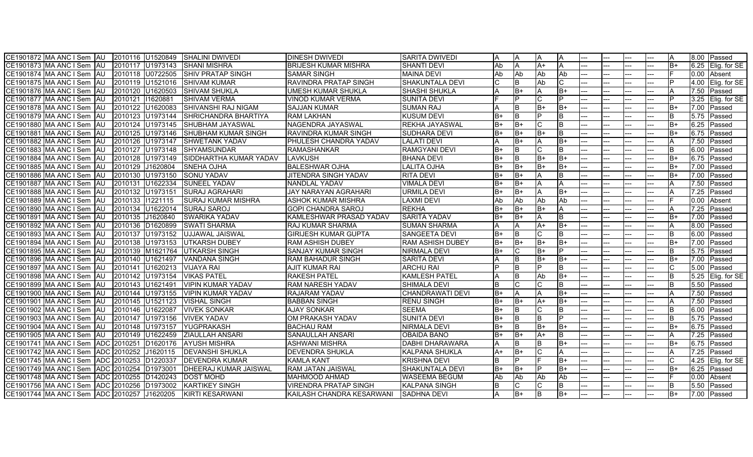| | | | | | | | | | | | | | | | | | | | |
|---|---|---|---|---|---|---|---|---|---|---|---|---|---|---|---|---|---|---|---|
| CE1901872 | MA ANC I Sem | AU | 2010116 | U1520849 | SHALINI DWIVEDI | DINESH DWIVEDI | SARITA DWIVEDI | A | A | A | A | --- | --- | --- | --- | A | 8.00 | Passed |
| CE1901873 | MA ANC I Sem | AU | 2010117 | U1973143 | SHANI MISHRA | BRIJESH KUMAR MISHRA | SHANTI DEVI | Ab | A | A+ | A | --- | --- | --- | --- | B+ | 6.25 | Elig. for SE |
| CE1901874 | MA ANC I Sem | AU | 2010118 | U0722505 | SHIV PRATAP SINGH | SAMAR SINGH | MAINA DEVI | Ab | Ab | Ab | Ab | --- | --- | --- | --- | F | 0.00 | Absent |
| CE1901875 | MA ANC I Sem | AU | 2010119 | U1521016 | SHIVAM KUMAR | RAVINDRA PRATAP SINGH | SHAKUNTALA DEVI | C | B | Ab | C | --- | --- | --- | --- | P | 4.00 | Elig. for SE |
| CE1901876 | MA ANC I Sem | AU | 2010120 | U1620503 | SHIVAM SHUKLA | UMESH KUMAR SHUKLA | SHASHI SHUKLA | A | B+ | A | B+ | --- | --- | --- | --- | A | 7.50 | Passed |
| CE1901877 | MA ANC I Sem | AU | 2010121 | I1620881 | SHIVAM VERMA | VINOD KUMAR VERMA | SUNITA DEVI | F | P | C | P | --- | --- | --- | --- | P | 3.25 | Elig. for SE |
| CE1901878 | MA ANC I Sem | AU | 2010122 | U1620083 | SHIVANSHI RAJ NIGAM | SAJJAN KUMAR | SUMAN RAJ | A | B | B+ | B+ | --- | --- | --- | --- | B+ | 7.00 | Passed |
| CE1901879 | MA ANC I Sem | AU | 2010123 | U1973144 | SHRICHANDRA BHARTIYA | RAM LAKHAN | KUSUM DEVI | B+ | B | P | B | --- | --- | --- | --- | B | 5.75 | Passed |
| CE1901880 | MA ANC I Sem | AU | 2010124 | U1973145 | SHUBHAM JAYASWAL | NAGENDRA JAYASWAL | REKHA JAYASWAL | B+ | B+ | C | B | --- | --- | --- | --- | B+ | 6.25 | Passed |
| CE1901881 | MA ANC I Sem | AU | 2010125 | U1973146 | SHUBHAM KUMAR SINGH | RAVINDRA KUMAR SINGH | SUDHARA DEVI | B+ | B+ | B+ | B | --- | --- | --- | --- | B+ | 6.75 | Passed |
| CE1901882 | MA ANC I Sem | AU | 2010126 | U1973147 | SHWETANK YADAV | PHULESH CHANDRA YADAV | LALATI DEVI | A | B+ | A | B+ | --- | --- | --- | --- | A | 7.50 | Passed |
| CE1901883 | MA ANC I Sem | AU | 2010127 | U1973148 | SHYAMSUNDAR | RAMASHANKAR | RAMGYANI DEVI | B+ | B | C | B | --- | --- | --- | --- | B | 6.00 | Passed |
| CE1901884 | MA ANC I Sem | AU | 2010128 | U1973149 | SIDDHARTHA KUMAR YADAV | LAVKUSH | BHANA DEVI | B+ | B | B+ | B+ | --- | --- | --- | --- | B+ | 6.75 | Passed |
| CE1901885 | MA ANC I Sem | AU | 2010129 | J1620804 | SNEHA OJHA | BALESHWAR OJHA | LALITA OJHA | B+ | B+ | B+ | B+ | --- | --- | --- | --- | B+ | 7.00 | Passed |
| CE1901886 | MA ANC I Sem | AU | 2010130 | U1973150 | SONU YADAV | JITENDRA SINGH YADAV | RITA DEVI | B+ | B+ | A | B | --- | --- | --- | --- | B+ | 7.00 | Passed |
| CE1901887 | MA ANC I Sem | AU | 2010131 | U1622334 | SUNEEL YADAV | NANDLAL YADAV | VIMALA DEVI | B+ | B+ | A | A | --- | --- | --- | --- | A | 7.50 | Passed |
| CE1901888 | MA ANC I Sem | AU | 2010132 | U1973151 | SURAJ AGRAHARI | JAY NARAYAN AGRAHARI | URMILA DEVI | B+ | B+ | A | B+ | --- | --- | --- | --- | A | 7.25 | Passed |
| CE1901889 | MA ANC I Sem | AU | 2010133 | I1221115 | SURAJ KUMAR MISHRA | ASHOK KUMAR MISHRA | LAXMI DEVI | Ab | Ab | Ab | Ab | --- | --- | --- | --- | F | 0.00 | Absent |
| CE1901890 | MA ANC I Sem | AU | 2010134 | U1622014 | SURAJ SAROJ | GOPI CHANDRA SAROJ | REKHA | B+ | B+ | B+ | A | --- | --- | --- | --- | A | 7.25 | Passed |
| CE1901891 | MA ANC I Sem | AU | 2010135 | J1620840 | SWARIKA YADAV | KAMLESHWAR PRASAD YADAV | SARITA YADAV | B+ | B+ | A | B | --- | --- | --- | --- | B+ | 7.00 | Passed |
| CE1901892 | MA ANC I Sem | AU | 2010136 | D1620899 | SWATI SHARMA | RAJ KUMAR SHARMA | SUMAN SHARMA | A | A | A+ | B+ | --- | --- | --- | --- | A | 8.00 | Passed |
| CE1901893 | MA ANC I Sem | AU | 2010137 | U1973152 | UJJAWAL JAISWAL | GIRIJESH KUMAR GUPTA | SANGEETA DEVI | B+ | B | C | B | --- | --- | --- | --- | B | 6.00 | Passed |
| CE1901894 | MA ANC I Sem | AU | 2010138 | U1973153 | UTKARSH DUBEY | RAM ASHISH DUBEY | RAM ASHISH DUBEY | B+ | B+ | B+ | B+ | --- | --- | --- | --- | B+ | 7.00 | Passed |
| CE1901895 | MA ANC I Sem | AU | 2010139 | M1621764 | UTKARSH SINGH | SANJAY KUMAR SINGH | NIRMALA DEVI | B+ | C | B+ | P | --- | --- | --- | --- | B | 5.75 | Passed |
| CE1901896 | MA ANC I Sem | AU | 2010140 | U1621497 | VANDANA SINGH | RAM BAHADUR SINGH | SARITA DEVI | A | B | B+ | B+ | --- | --- | --- | --- | B+ | 7.00 | Passed |
| CE1901897 | MA ANC I Sem | AU | 2010141 | U1620213 | VIJAYA RAI | AJIT KUMAR RAI | ARCHU RAI | P | B | P | B | --- | --- | --- | --- | C | 5.00 | Passed |
| CE1901898 | MA ANC I Sem | AU | 2010142 | U1973154 | VIKAS PATEL | RAKESH PATEL | KAMLESH PATEL | A | B | Ab | B+ | --- | --- | --- | --- | B | 5.25 | Elig. for SE |
| CE1901899 | MA ANC I Sem | AU | 2010143 | U1621491 | VIPIN KUMAR YADAV | RAM NARESH YADAV | SHIMALA DEVI | B | C | C | B | --- | --- | --- | --- | B | 5.50 | Passed |
| CE1901900 | MA ANC I Sem | AU | 2010144 | U1973155 | VIPIN KUMAR YADAV | RAJARAM YADAV | CHANDRAWATI DEVI | B+ | A | A | B+ | --- | --- | --- | --- | A | 7.50 | Passed |
| CE1901901 | MA ANC I Sem | AU | 2010145 | U1521123 | VISHAL SINGH | BABBAN SINGH | RENU SINGH | B+ | B+ | A+ | B+ | --- | --- | --- | --- | A | 7.50 | Passed |
| CE1901902 | MA ANC I Sem | AU | 2010146 | U1622087 | VIVEK SONKAR | AJAY SONKAR | SEEMA | B+ | B | C | B | --- | --- | --- | --- | B | 6.00 | Passed |
| CE1901903 | MA ANC I Sem | AU | 2010147 | U1973156 | VIVEK YADAV | OM PRAKASH YADAV | SUNITA DEVI | B+ | B | B | P | --- | --- | --- | --- | B | 5.75 | Passed |
| CE1901904 | MA ANC I Sem | AU | 2010148 | U1973157 | YUGPRAKASH | BACHAU RAM | NIRMALA DEVI | B+ | B | B+ | B+ | --- | --- | --- | --- | B+ | 6.75 | Passed |
| CE1901905 | MA ANC I Sem | AU | 2010149 | U1622459 | ZIAULLAH ANSARI | SANAULLAH ANSARI | OBAIDA BANO | B+ | B+ | A+ | B | --- | --- | --- | --- | A | 7.25 | Passed |
| CE1901741 | MA ANC I Sem | ADC | 2010251 | D1620176 | AYUSH MISHRA | ASHWANI MISHRA | DABHI DHARAWARA | A | B | B | B+ | --- | --- | --- | --- | B+ | 6.75 | Passed |
| CE1901742 | MA ANC I Sem | ADC | 2010252 | J1620115 | DEVANSHI SHUKLA | DEVENDRA SHUKLA | KALPANA SHUKLA | A+ | B+ | C | A | --- | --- | --- | --- | A | 7.25 | Passed |
| CE1901745 | MA ANC I Sem | ADC | 2010253 | D1220337 | DEVENDRA KUMAR | KAMLA KANT | KRISHNA DEVI | B | P | F | B+ | --- | --- | --- | --- | C | 4.25 | Elig. for SE |
| CE1901749 | MA ANC I Sem | ADC | 2010254 | D1973001 | DHEERAJ KUMAR JAISWAL | RAM JATAN JAISWAL | SHAKUNTALA DEVI | B+ | B+ | P | B+ | --- | --- | --- | --- | B+ | 6.25 | Passed |
| CE1901748 | MA ANC I Sem | ADC | 2010255 | D1420243 | DOST MOHD | MAHMOOD AHMAD | WASEEMA BEGUM | Ab | Ab | Ab | Ab | --- | --- | --- | --- | F | 0.00 | Absent |
| CE1901756 | MA ANC I Sem | ADC | 2010256 | D1973002 | KARTIKEY SINGH | VIRENDRA PRATAP SINGH | KALPANA SINGH | B | C | C | B | --- | --- | --- | --- | B | 5.50 | Passed |
| CE1901744 | MA ANC I Sem | ADC | 2010257 | J1620205 | KIRTI KESARWANI | KAILASH CHANDRA KESARWANI | SADHNA DEVI | A | B+ | B | B+ | --- | --- | --- | --- | B+ | 7.00 | Passed |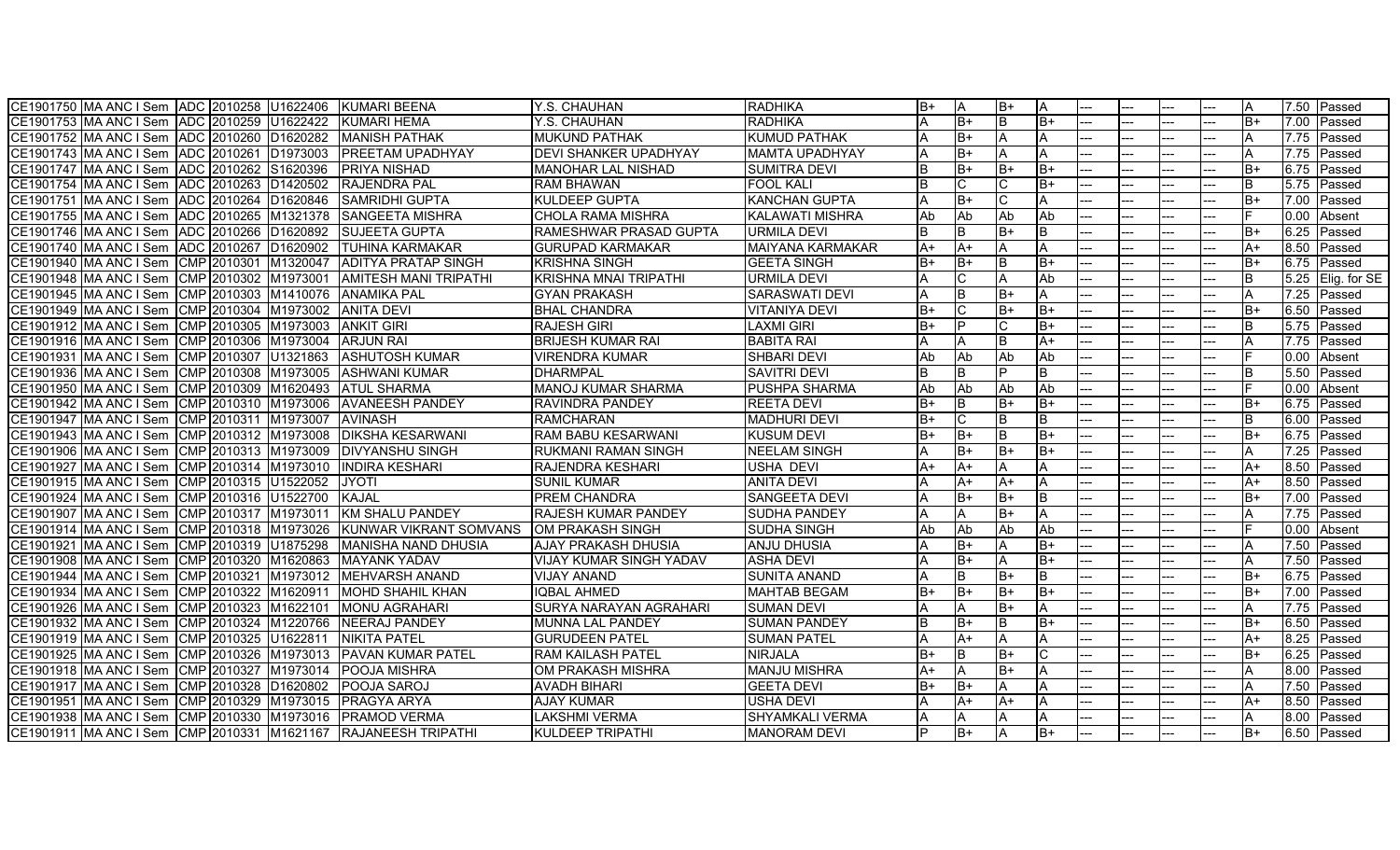| | | | | | | | | | | | | | | | | | | | |
|---|---|---|---|---|---|---|---|---|---|---|---|---|---|---|---|---|---|---|---|
| CE1901750 | MA ANC I Sem | ADC | 2010258 | U1622406 | KUMARI BEENA | Y.S. CHAUHAN | RADHIKA | B+ | A | B+ | A | --- | --- | --- | --- | A | 7.50 | Passed |
| CE1901753 | MA ANC I Sem | ADC | 2010259 | U1622422 | KUMARI HEMA | Y.S. CHAUHAN | RADHIKA | A | B+ | B | B+ | --- | --- | --- | --- | B+ | 7.00 | Passed |
| CE1901752 | MA ANC I Sem | ADC | 2010260 | D1620282 | MANISH PATHAK | MUKUND PATHAK | KUMUD PATHAK | A | B+ | A | A | --- | --- | --- | --- | A | 7.75 | Passed |
| CE1901743 | MA ANC I Sem | ADC | 2010261 | D1973003 | PREETAM UPADHYAY | DEVI SHANKER UPADHYAY | MAMTA UPADHYAY | A | B+ | A | A | --- | --- | --- | --- | A | 7.75 | Passed |
| CE1901747 | MA ANC I Sem | ADC | 2010262 | S1620396 | PRIYA NISHAD | MANOHAR LAL NISHAD | SUMITRA DEVI | B | B+ | B+ | B+ | --- | --- | --- | --- | B+ | 6.75 | Passed |
| CE1901754 | MA ANC I Sem | ADC | 2010263 | D1420502 | RAJENDRA PAL | RAM BHAWAN | FOOL KALI | B | C | C | B+ | --- | --- | --- | --- | B | 5.75 | Passed |
| CE1901751 | MA ANC I Sem | ADC | 2010264 | D1620846 | SAMRIDHI GUPTA | KULDEEP GUPTA | KANCHAN GUPTA | A | B+ | C | A | --- | --- | --- | --- | B+ | 7.00 | Passed |
| CE1901755 | MA ANC I Sem | ADC | 2010265 | M1321378 | SANGEETA MISHRA | CHOLA RAMA MISHRA | KALAWATI MISHRA | Ab | Ab | Ab | Ab | --- | --- | --- | --- | F | 0.00 | Absent |
| CE1901746 | MA ANC I Sem | ADC | 2010266 | D1620892 | SUJEETA GUPTA | RAMESHWAR PRASAD GUPTA | URMILA DEVI | B | B | B+ | B | --- | --- | --- | --- | B+ | 6.25 | Passed |
| CE1901740 | MA ANC I Sem | ADC | 2010267 | D1620902 | TUHINA KARMAKAR | GURUPAD KARMAKAR | MAIYANA KARMAKAR | A+ | A+ | A | A | --- | --- | --- | --- | A+ | 8.50 | Passed |
| CE1901940 | MA ANC I Sem | CMP | 2010301 | M1320047 | ADITYA PRATAP SINGH | KRISHNA SINGH | GEETA SINGH | B+ | B+ | B | B+ | --- | --- | --- | --- | B+ | 6.75 | Passed |
| CE1901948 | MA ANC I Sem | CMP | 2010302 | M1973001 | AMITESH MANI TRIPATHI | KRISHNA MNAI TRIPATHI | URMILA DEVI | A | C | A | Ab | --- | --- | --- | --- | B | 5.25 | Elig. for SE |
| CE1901945 | MA ANC I Sem | CMP | 2010303 | M1410076 | ANAMIKA PAL | GYAN PRAKASH | SARASWATI DEVI | A | B | B+ | A | --- | --- | --- | --- | A | 7.25 | Passed |
| CE1901949 | MA ANC I Sem | CMP | 2010304 | M1973002 | ANITA DEVI | BHAL CHANDRA | VITANIYA DEVI | B+ | C | B+ | B+ | --- | --- | --- | --- | B+ | 6.50 | Passed |
| CE1901912 | MA ANC I Sem | CMP | 2010305 | M1973003 | ANKIT GIRI | RAJESH GIRI | LAXMI GIRI | B+ | P | C | B+ | --- | --- | --- | --- | B | 5.75 | Passed |
| CE1901916 | MA ANC I Sem | CMP | 2010306 | M1973004 | ARJUN RAI | BRIJESH KUMAR RAI | BABITA RAI | A | A | B | A+ | --- | --- | --- | --- | A | 7.75 | Passed |
| CE1901931 | MA ANC I Sem | CMP | 2010307 | U1321863 | ASHUTOSH KUMAR | VIRENDRA KUMAR | SHBARI DEVI | Ab | Ab | Ab | Ab | --- | --- | --- | --- | F | 0.00 | Absent |
| CE1901936 | MA ANC I Sem | CMP | 2010308 | M1973005 | ASHWANI KUMAR | DHARMPAL | SAVITRI DEVI | B | B | P | B | --- | --- | --- | --- | B | 5.50 | Passed |
| CE1901950 | MA ANC I Sem | CMP | 2010309 | M1620493 | ATUL SHARMA | MANOJ KUMAR SHARMA | PUSHPA SHARMA | Ab | Ab | Ab | Ab | --- | --- | --- | --- | F | 0.00 | Absent |
| CE1901942 | MA ANC I Sem | CMP | 2010310 | M1973006 | AVANEESH PANDEY | RAVINDRA PANDEY | REETA DEVI | B+ | B | B+ | B+ | --- | --- | --- | --- | B+ | 6.75 | Passed |
| CE1901947 | MA ANC I Sem | CMP | 2010311 | M1973007 | AVINASH | RAMCHARAN | MADHURI DEVI | B+ | C | B | B | --- | --- | --- | --- | B | 6.00 | Passed |
| CE1901943 | MA ANC I Sem | CMP | 2010312 | M1973008 | DIKSHA KESARWANI | RAM BABU KESARWANI | KUSUM DEVI | B+ | B+ | B | B+ | --- | --- | --- | --- | B+ | 6.75 | Passed |
| CE1901906 | MA ANC I Sem | CMP | 2010313 | M1973009 | DIVYANSHU SINGH | RUKMANI RAMAN SINGH | NEELAM SINGH | A | B+ | B+ | B+ | --- | --- | --- | --- | A | 7.25 | Passed |
| CE1901927 | MA ANC I Sem | CMP | 2010314 | M1973010 | INDIRA KESHARI | RAJENDRA KESHARI | USHA DEVI | A+ | A+ | A | A | --- | --- | --- | --- | A+ | 8.50 | Passed |
| CE1901915 | MA ANC I Sem | CMP | 2010315 | U1522052 | JYOTI | SUNIL KUMAR | ANITA DEVI | A | A+ | A+ | A | --- | --- | --- | --- | A+ | 8.50 | Passed |
| CE1901924 | MA ANC I Sem | CMP | 2010316 | U1522700 | KAJAL | PREM CHANDRA | SANGEETA DEVI | A | B+ | B+ | B | --- | --- | --- | --- | B+ | 7.00 | Passed |
| CE1901907 | MA ANC I Sem | CMP | 2010317 | M1973011 | KM SHALU PANDEY | RAJESH KUMAR PANDEY | SUDHA PANDEY | A | A | B+ | A | --- | --- | --- | --- | A | 7.75 | Passed |
| CE1901914 | MA ANC I Sem | CMP | 2010318 | M1973026 | KUNWAR VIKRANT SOMVANS | OM PRAKASH SINGH | SUDHA SINGH | Ab | Ab | Ab | Ab | --- | --- | --- | --- | F | 0.00 | Absent |
| CE1901921 | MA ANC I Sem | CMP | 2010319 | U1875298 | MANISHA NAND DHUSIA | AJAY PRAKASH DHUSIA | ANJU DHUSIA | A | B+ | A | B+ | --- | --- | --- | --- | A | 7.50 | Passed |
| CE1901908 | MA ANC I Sem | CMP | 2010320 | M1620863 | MAYANK YADAV | VIJAY KUMAR SINGH YADAV | ASHA DEVI | A | B+ | A | B+ | --- | --- | --- | --- | A | 7.50 | Passed |
| CE1901944 | MA ANC I Sem | CMP | 2010321 | M1973012 | MEHVARSH ANAND | VIJAY ANAND | SUNITA ANAND | A | B | B+ | B | --- | --- | --- | --- | B+ | 6.75 | Passed |
| CE1901934 | MA ANC I Sem | CMP | 2010322 | M1620911 | MOHD SHAHIL KHAN | IQBAL AHMED | MAHTAB BEGAM | B+ | B+ | B+ | B+ | --- | --- | --- | --- | B+ | 7.00 | Passed |
| CE1901926 | MA ANC I Sem | CMP | 2010323 | M1622101 | MONU AGRAHARI | SURYA NARAYAN AGRAHARI | SUMAN DEVI | A | A | B+ | A | --- | --- | --- | --- | A | 7.75 | Passed |
| CE1901932 | MA ANC I Sem | CMP | 2010324 | M1220766 | NEERAJ PANDEY | MUNNA LAL PANDEY | SUMAN PANDEY | B | B+ | B | B+ | --- | --- | --- | --- | B+ | 6.50 | Passed |
| CE1901919 | MA ANC I Sem | CMP | 2010325 | U1622811 | NIKITA PATEL | GURUDEEN PATEL | SUMAN PATEL | A | A+ | A | A | --- | --- | --- | --- | A+ | 8.25 | Passed |
| CE1901925 | MA ANC I Sem | CMP | 2010326 | M1973013 | PAVAN KUMAR PATEL | RAM KAILASH PATEL | NIRJALA | B+ | B | B+ | C | --- | --- | --- | --- | B+ | 6.25 | Passed |
| CE1901918 | MA ANC I Sem | CMP | 2010327 | M1973014 | POOJA MISHRA | OM PRAKASH MISHRA | MANJU MISHRA | A+ | A | B+ | A | --- | --- | --- | --- | A | 8.00 | Passed |
| CE1901917 | MA ANC I Sem | CMP | 2010328 | D1620802 | POOJA SAROJ | AVADH BIHARI | GEETA DEVI | B+ | B+ | A | A | --- | --- | --- | --- | A | 7.50 | Passed |
| CE1901951 | MA ANC I Sem | CMP | 2010329 | M1973015 | PRAGYA ARYA | AJAY KUMAR | USHA DEVI | A | A+ | A+ | A | --- | --- | --- | --- | A+ | 8.50 | Passed |
| CE1901938 | MA ANC I Sem | CMP | 2010330 | M1973016 | PRAMOD VERMA | LAKSHMI VERMA | SHYAMKALI VERMA | A | A | A | A | --- | --- | --- | --- | A | 8.00 | Passed |
| CE1901911 | MA ANC I Sem | CMP | 2010331 | M1621167 | RAJANEESH TRIPATHI | KULDEEP TRIPATHI | MANORAM DEVI | P | B+ | A | B+ | --- | --- | --- | --- | B+ | 6.50 | Passed |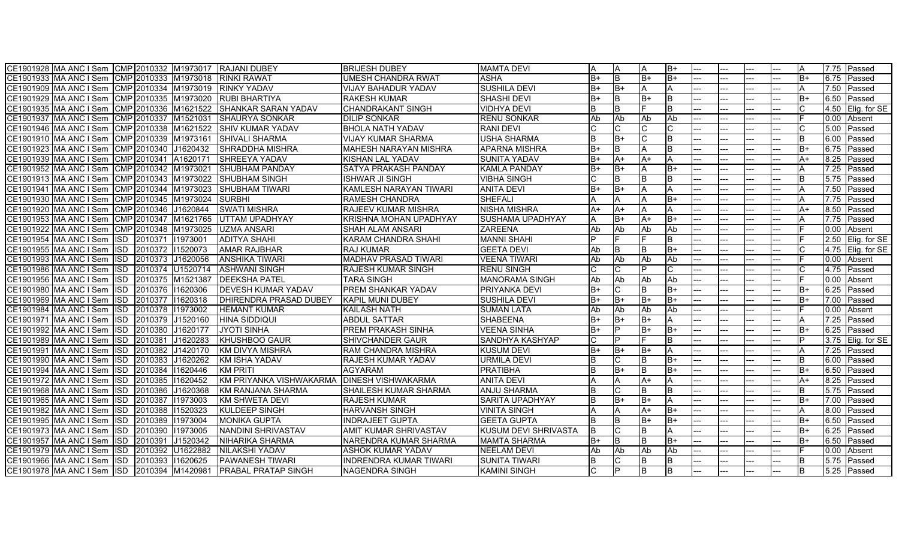| | | | | | | | | | | | | | | | | | | |
|---|---|---|---|---|---|---|---|---|---|---|---|---|---|---|---|---|---|---|
| CE1901928 | MA ANC I Sem | CMP | 2010332 | M1973017 | RAJANI DUBEY | BRIJESH DUBEY | MAMTA DEVI | A | A | A | B+ | --- | --- | --- | --- | A | 7.75 | Passed |
| CE1901933 | MA ANC I Sem | CMP | 2010333 | M1973018 | RINKI RAWAT | UMESH CHANDRA RWAT | ASHA | B+ | B | B+ | B+ | --- | --- | --- | --- | B+ | 6.75 | Passed |
| CE1901909 | MA ANC I Sem | CMP | 2010334 | M1973019 | RINKY YADAV | VIJAY BAHADUR YADAV | SUSHILA DEVI | B+ | B+ | A | A | --- | --- | --- | --- | A | 7.50 | Passed |
| CE1901929 | MA ANC I Sem | CMP | 2010335 | M1973020 | RUBI BHARTIYA | RAKESH KUMAR | SHASHI DEVI | B+ | B | B+ | B | --- | --- | --- | --- | B+ | 6.50 | Passed |
| CE1901935 | MA ANC I Sem | CMP | 2010336 | M1621522 | SHANKAR SARAN YADAV | CHANDRAKANT SINGH | VIDHYA DEVI | B | B | F | B | --- | --- | --- | --- | C | 4.50 | Elig. for SE |
| CE1901937 | MA ANC I Sem | CMP | 2010337 | M1521031 | SHAURYA SONKAR | DILIP SONKAR | RENU SONKAR | Ab | Ab | Ab | Ab | --- | --- | --- | --- | F | 0.00 | Absent |
| CE1901946 | MA ANC I Sem | CMP | 2010338 | M1621522 | SHIV KUMAR YADAV | BHOLA NATH YADAV | RANI DEVI | C | C | C | C | --- | --- | --- | --- | C | 5.00 | Passed |
| CE1901910 | MA ANC I Sem | CMP | 2010339 | M1973161 | SHIVALI SHARMA | VIJAY KUMAR SHARMA | USHA SHARMA | B | B+ | C | B | --- | --- | --- | --- | B | 6.00 | Passed |
| CE1901923 | MA ANC I Sem | CMP | 2010340 | J1620432 | SHRADDHA MISHRA | MAHESH NARAYAN MISHRA | APARNA MISHRA | B+ | B | A | B | --- | --- | --- | --- | B+ | 6.75 | Passed |
| CE1901939 | MA ANC I Sem | CMP | 2010341 | A1620171 | SHREEYA YADAV | KISHAN LAL YADAV | SUNITA YADAV | B+ | A+ | A+ | A | --- | --- | --- | --- | A+ | 8.25 | Passed |
| CE1901952 | MA ANC I Sem | CMP | 2010342 | M1973021 | SHUBHAM PANDAY | SATYA PRAKASH PANDAY | KAMLA PANDAY | B+ | B+ | A | B+ | --- | --- | --- | --- | A | 7.25 | Passed |
| CE1901913 | MA ANC I Sem | CMP | 2010343 | M1973022 | SHUBHAM SINGH | ISHWAR JI SINGH | VIBHA SINGH | C | B | B | B | --- | --- | --- | --- | B | 5.75 | Passed |
| CE1901941 | MA ANC I Sem | CMP | 2010344 | M1973023 | SHUBHAM TIWARI | KAMLESH NARAYAN TIWARI | ANITA DEVI | B+ | B+ | A | A | --- | --- | --- | --- | A | 7.50 | Passed |
| CE1901930 | MA ANC I Sem | CMP | 2010345 | M1973024 | SURBHI | RAMESH CHANDRA | SHEFALI | A | A | A | B+ | --- | --- | --- | --- | A | 7.75 | Passed |
| CE1901920 | MA ANC I Sem | CMP | 2010346 | J1620844 | SWATI MISHRA | RAJEEV KUMAR MISHRA | NISHA MISHRA | A+ | A+ | A | A | --- | --- | --- | --- | A+ | 8.50 | Passed |
| CE1901953 | MA ANC I Sem | CMP | 2010347 | M1621765 | UTTAM UPADHYAY | KRISHNA MOHAN UPADHYAY | SUSHAMA UPADHYAY | A | B+ | A+ | B+ | --- | --- | --- | --- | A | 7.75 | Passed |
| CE1901922 | MA ANC I Sem | CMP | 2010348 | M1973025 | UZMA ANSARI | SHAH ALAM ANSARI | ZAREENA | Ab | Ab | Ab | Ab | --- | --- | --- | --- | F | 0.00 | Absent |
| CE1901954 | MA ANC I Sem | ISD | 2010371 | I1973001 | ADITYA SHAHI | KARAM CHANDRA SHAHI | MANNI SHAHI | P | F | F | B | --- | --- | --- | --- | F | 2.50 | Elig. for SE |
| CE1901955 | MA ANC I Sem | ISD | 2010372 | I1520073 | AMAR RAJBHAR | RAJ KUMAR | GEETA DEVI | Ab | B | B | B+ | --- | --- | --- | --- | C | 4.75 | Elig. for SE |
| CE1901993 | MA ANC I Sem | ISD | 2010373 | J1620056 | ANSHIKA TIWARI | MADHAV PRASAD TIWARI | VEENA TIWARI | Ab | Ab | Ab | Ab | --- | --- | --- | --- | F | 0.00 | Absent |
| CE1901986 | MA ANC I Sem | ISD | 2010374 | U1520714 | ASHWANI SINGH | RAJESH KUMAR SINGH | RENU SINGH | C | C | P | C | --- | --- | --- | --- | C | 4.75 | Passed |
| CE1901956 | MA ANC I Sem | ISD | 2010375 | M1521387 | DEEKSHA PATEL | TARA SINGH | MANORAMA SINGH | Ab | Ab | Ab | Ab | --- | --- | --- | --- | F | 0.00 | Absent |
| CE1901980 | MA ANC I Sem | ISD | 2010376 | I1620306 | DEVESH KUMAR YADAV | PREM SHANKAR YADAV | PRIYANKA DEVI | B+ | C | B | B+ | --- | --- | --- | --- | B+ | 6.25 | Passed |
| CE1901969 | MA ANC I Sem | ISD | 2010377 | I1620318 | DHIRENDRA PRASAD DUBEY | KAPIL MUNI DUBEY | SUSHILA DEVI | B+ | B+ | B+ | B+ | --- | --- | --- | --- | B+ | 7.00 | Passed |
| CE1901984 | MA ANC I Sem | ISD | 2010378 | I1973002 | HEMANT KUMAR | KAILASH NATH | SUMAN LATA | Ab | Ab | Ab | Ab | --- | --- | --- | --- | F | 0.00 | Absent |
| CE1901971 | MA ANC I Sem | ISD | 2010379 | J1520160 | HINA SIDDIQUI | ABDUL SATTAR | SHABEENA | B+ | B+ | B+ | A | --- | --- | --- | --- | A | 7.25 | Passed |
| CE1901992 | MA ANC I Sem | ISD | 2010380 | J1620177 | JYOTI SINHA | PREM PRAKASH SINHA | VEENA SINHA | B+ | P | B+ | B+ | --- | --- | --- | --- | B+ | 6.25 | Passed |
| CE1901989 | MA ANC I Sem | ISD | 2010381 | J1620283 | KHUSHBOO GAUR | SHIVCHANDER GAUR | SANDHYA KASHYAP | C | P | F | B | --- | --- | --- | --- | P | 3.75 | Elig. for SE |
| CE1901991 | MA ANC I Sem | ISD | 2010382 | J1420170 | KM DIVYA MISHRA | RAM CHANDRA MISHRA | KUSUM DEVI | B+ | B+ | B+ | A | --- | --- | --- | --- | A | 7.25 | Passed |
| CE1901990 | MA ANC I Sem | ISD | 2010383 | J1620262 | KM ISHA YADAV | RAJESH KUMAR YADAV | URMILA DEVI | B | C | B | B+ | --- | --- | --- | --- | B | 6.00 | Passed |
| CE1901994 | MA ANC I Sem | ISD | 2010384 | I1620446 | KM PRITI | AGYARAM | PRATIBHA | B | B+ | B | B+ | --- | --- | --- | --- | B+ | 6.50 | Passed |
| CE1901972 | MA ANC I Sem | ISD | 2010385 | I1620452 | KM PRIYANKA VISHWAKARMA | DINESH VISHWAKARMA | ANITA DEVI | A | A | A+ | A | --- | --- | --- | --- | A+ | 8.25 | Passed |
| CE1901968 | MA ANC I Sem | ISD | 2010386 | J1620368 | KM RANJANA SHARMA | SHAILESH KUMAR SHARMA | ANJU SHARMA | B | C | B | B | --- | --- | --- | --- | B | 5.75 | Passed |
| CE1901965 | MA ANC I Sem | ISD | 2010387 | I1973003 | KM SHWETA DEVI | RAJESH KUMAR | SARITA UPADHYAY | B | B+ | B+ | A | --- | --- | --- | --- | B+ | 7.00 | Passed |
| CE1901982 | MA ANC I Sem | ISD | 2010388 | I1520323 | KULDEEP SINGH | HARVANSH SINGH | VINITA SINGH | A | A | A+ | B+ | --- | --- | --- | --- | A | 8.00 | Passed |
| CE1901995 | MA ANC I Sem | ISD | 2010389 | I1973004 | MONIKA GUPTA | INDRAJEET GUPTA | GEETA GUPTA | B | B | B+ | B+ | --- | --- | --- | --- | B+ | 6.50 | Passed |
| CE1901973 | MA ANC I Sem | ISD | 2010390 | I1973005 | NANDINI SHRIVASTAV | AMIT KUMAR SHRIVASTAV | KUSUM DEVI SHRIVASTA | B | C | B | A | --- | --- | --- | --- | B+ | 6.25 | Passed |
| CE1901957 | MA ANC I Sem | ISD | 2010391 | J1520342 | NIHARIKA SHARMA | NARENDRA KUMAR SHARMA | MAMTA SHARMA | B+ | B | B | B+ | --- | --- | --- | --- | B+ | 6.50 | Passed |
| CE1901979 | MA ANC I Sem | ISD | 2010392 | U1622882 | NILAKSHI YADAV | ASHOK KUMAR YADAV | NEELAM DEVI | Ab | Ab | Ab | Ab | --- | --- | --- | --- | F | 0.00 | Absent |
| CE1901966 | MA ANC I Sem | ISD | 2010393 | I1620625 | PAWANESH TIWARI | INDRENDRA KUMAR TIWARI | SUNITA TIWARI | B | C | B | B | --- | --- | --- | --- | B | 5.75 | Passed |
| CE1901978 | MA ANC I Sem | ISD | 2010394 | M1420981 | PRABAL PRATAP SINGH | NAGENDRA SINGH | KAMINI SINGH | C | P | B | B | --- | --- | --- | --- | B | 5.25 | Passed |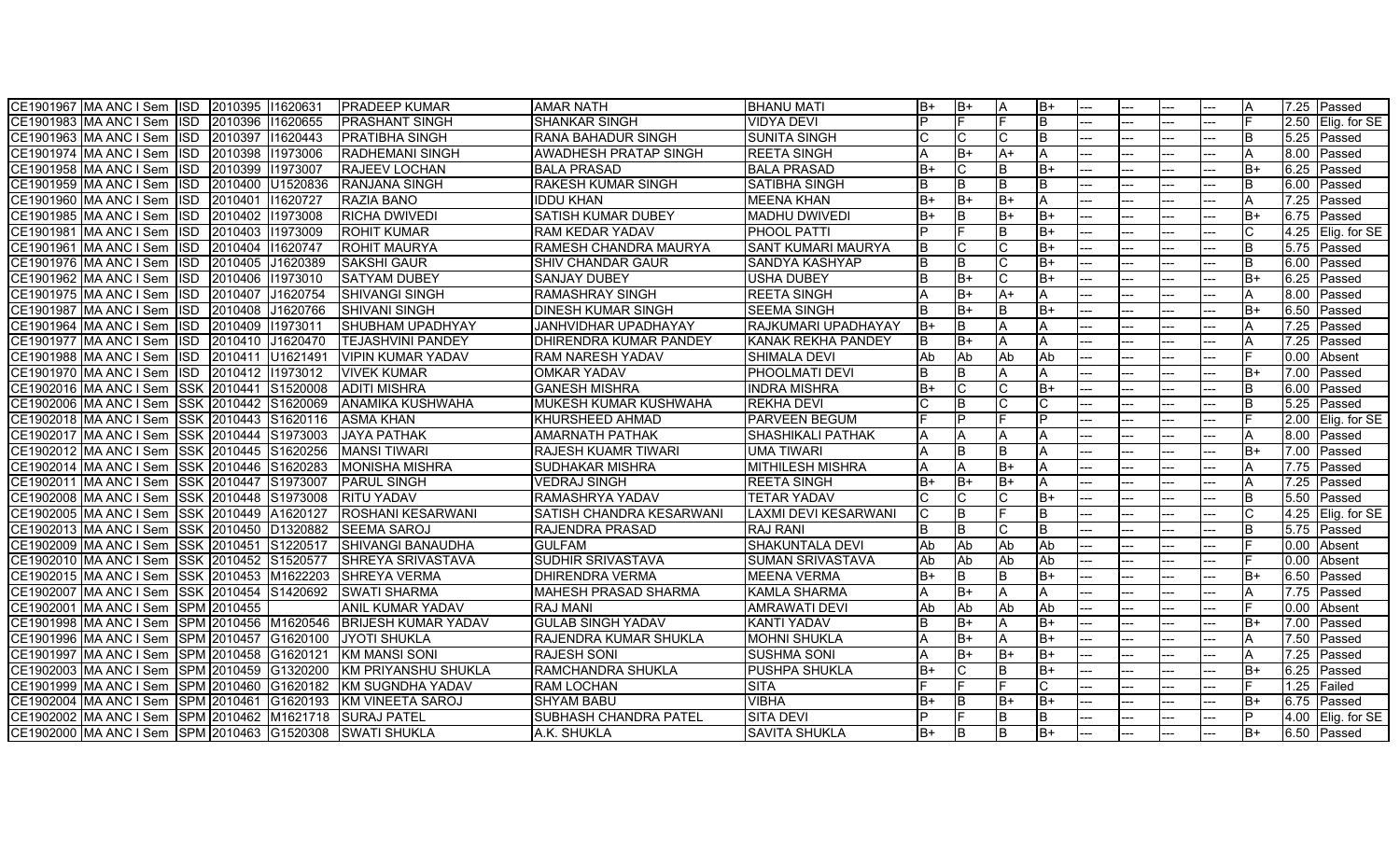| | | | | | | | | | | | | | | | | | | | | |
|---|---|---|---|---|---|---|---|---|---|---|---|---|---|---|---|---|---|---|---|---|
| CE1901967 | MA ANC I Sem | ISD | 2010395 | I1620631 | PRADEEP KUMAR | AMAR NATH | BHANU MATI | B+ | B+ | A | B+ | --- | --- | --- | --- | A | 7.25 | Passed |
| CE1901983 | MA ANC I Sem | ISD | 2010396 | I1620655 | PRASHANT SINGH | SHANKAR SINGH | VIDYA DEVI | P | F | F | B | --- | --- | --- | --- | F | 2.50 | Elig. for SE |
| CE1901963 | MA ANC I Sem | ISD | 2010397 | I1620443 | PRATIBHA SINGH | RANA BAHADUR SINGH | SUNITA SINGH | C | C | C | B | --- | --- | --- | --- | B | 5.25 | Passed |
| CE1901974 | MA ANC I Sem | ISD | 2010398 | I1973006 | RADHEMANI SINGH | AWADHESH PRATAP SINGH | REETA SINGH | A | B+ | A+ | A | --- | --- | --- | --- | A | 8.00 | Passed |
| CE1901958 | MA ANC I Sem | ISD | 2010399 | I1973007 | RAJEEV LOCHAN | BALA PRASAD | BALA PRASAD | B+ | C | B | B+ | --- | --- | --- | --- | B+ | 6.25 | Passed |
| CE1901959 | MA ANC I Sem | ISD | 2010400 | U1520836 | RANJANA SINGH | RAKESH KUMAR SINGH | SATIBHA SINGH | B | B | B | B | --- | --- | --- | --- | B | 6.00 | Passed |
| CE1901960 | MA ANC I Sem | ISD | 2010401 | I1620727 | RAZIA BANO | IDDU KHAN | MEENA KHAN | B+ | B+ | B+ | A | --- | --- | --- | --- | A | 7.25 | Passed |
| CE1901985 | MA ANC I Sem | ISD | 2010402 | I1973008 | RICHA DWIVEDI | SATISH KUMAR DUBEY | MADHU DWIVEDI | B+ | B | B+ | B+ | --- | --- | --- | --- | B+ | 6.75 | Passed |
| CE1901981 | MA ANC I Sem | ISD | 2010403 | I1973009 | ROHIT KUMAR | RAM KEDAR YADAV | PHOOL PATTI | P | F | B | B+ | --- | --- | --- | --- | C | 4.25 | Elig. for SE |
| CE1901961 | MA ANC I Sem | ISD | 2010404 | I1620747 | ROHIT MAURYA | RAMESH CHANDRA MAURYA | SANT KUMARI MAURYA | B | C | C | B+ | --- | --- | --- | --- | B | 5.75 | Passed |
| CE1901976 | MA ANC I Sem | ISD | 2010405 | J1620389 | SAKSHI GAUR | SHIV CHANDAR GAUR | SANDYA KASHYAP | B | B | C | B+ | --- | --- | --- | --- | B | 6.00 | Passed |
| CE1901962 | MA ANC I Sem | ISD | 2010406 | I1973010 | SATYAM DUBEY | SANJAY DUBEY | USHA DUBEY | B | B+ | C | B+ | --- | --- | --- | --- | B+ | 6.25 | Passed |
| CE1901975 | MA ANC I Sem | ISD | 2010407 | J1620754 | SHIVANGI SINGH | RAMASHRAY SINGH | REETA SINGH | A | B+ | A+ | A | --- | --- | --- | --- | A | 8.00 | Passed |
| CE1901987 | MA ANC I Sem | ISD | 2010408 | J1620766 | SHIVANI SINGH | DINESH KUMAR SINGH | SEEMA SINGH | B | B+ | B | B+ | --- | --- | --- | --- | B+ | 6.50 | Passed |
| CE1901964 | MA ANC I Sem | ISD | 2010409 | I1973011 | SHUBHAM UPADHYAY | JANHVIDHAR UPADHAYAY | RAJKUMARI UPADHAYAY | B+ | B | A | A | --- | --- | --- | --- | A | 7.25 | Passed |
| CE1901977 | MA ANC I Sem | ISD | 2010410 | J1620470 | TEJASHVINI PANDEY | DHIRENDRA KUMAR PANDEY | KANAK REKHA PANDEY | B | B+ | A | A | --- | --- | --- | --- | A | 7.25 | Passed |
| CE1901988 | MA ANC I Sem | ISD | 2010411 | U1621491 | VIPIN KUMAR YADAV | RAM NARESH YADAV | SHIMALA DEVI | Ab | Ab | Ab | Ab | --- | --- | --- | --- | F | 0.00 | Absent |
| CE1901970 | MA ANC I Sem | ISD | 2010412 | I1973012 | VIVEK KUMAR | OMKAR YADAV | PHOOLMATI DEVI | B | B | A | A | --- | --- | --- | --- | B+ | 7.00 | Passed |
| CE1902016 | MA ANC I Sem | SSK | 2010441 | S1520008 | ADITI MISHRA | GANESH MISHRA | INDRA MISHRA | B+ | C | C | B+ | --- | --- | --- | --- | B | 6.00 | Passed |
| CE1902006 | MA ANC I Sem | SSK | 2010442 | S1620069 | ANAMIKA KUSHWAHA | MUKESH KUMAR KUSHWAHA | REKHA DEVI | C | B | C | C | --- | --- | --- | --- | B | 5.25 | Passed |
| CE1902018 | MA ANC I Sem | SSK | 2010443 | S1620116 | ASMA KHAN | KHURSHEED AHMAD | PARVEEN BEGUM | F | P | F | P | --- | --- | --- | --- | F | 2.00 | Elig. for SE |
| CE1902017 | MA ANC I Sem | SSK | 2010444 | S1973003 | JAYA PATHAK | AMARNATH PATHAK | SHASHIKALI PATHAK | A | A | A | A | --- | --- | --- | --- | A | 8.00 | Passed |
| CE1902012 | MA ANC I Sem | SSK | 2010445 | S1620256 | MANSI TIWARI | RAJESH KUAMR TIWARI | UMA TIWARI | A | B | B | A | --- | --- | --- | --- | B+ | 7.00 | Passed |
| CE1902014 | MA ANC I Sem | SSK | 2010446 | S1620283 | MONISHA MISHRA | SUDHAKAR MISHRA | MITHILESH MISHRA | A | A | B+ | A | --- | --- | --- | --- | A | 7.75 | Passed |
| CE1902011 | MA ANC I Sem | SSK | 2010447 | S1973007 | PARUL SINGH | VEDRAJ SINGH | REETA SINGH | B+ | B+ | B+ | A | --- | --- | --- | --- | A | 7.25 | Passed |
| CE1902008 | MA ANC I Sem | SSK | 2010448 | S1973008 | RITU YADAV | RAMASHRYA YADAV | TETAR YADAV | C | C | C | B+ | --- | --- | --- | --- | B | 5.50 | Passed |
| CE1902005 | MA ANC I Sem | SSK | 2010449 | A1620127 | ROSHANI KESARWANI | SATISH CHANDRA KESARWANI | LAXMI DEVI KESARWANI | C | B | F | B | --- | --- | --- | --- | C | 4.25 | Elig. for SE |
| CE1902013 | MA ANC I Sem | SSK | 2010450 | D1320882 | SEEMA SAROJ | RAJENDRA PRASAD | RAJ RANI | B | B | C | B | --- | --- | --- | --- | B | 5.75 | Passed |
| CE1902009 | MA ANC I Sem | SSK | 2010451 | S1220517 | SHIVANGI BANAUDHA | GULFAM | SHAKUNTALA DEVI | Ab | Ab | Ab | Ab | --- | --- | --- | --- | F | 0.00 | Absent |
| CE1902010 | MA ANC I Sem | SSK | 2010452 | S1520577 | SHREYA SRIVASTAVA | SUDHIR SRIVASTAVA | SUMAN SRIVASTAVA | Ab | Ab | Ab | Ab | --- | --- | --- | --- | F | 0.00 | Absent |
| CE1902015 | MA ANC I Sem | SSK | 2010453 | M1622203 | SHREYA VERMA | DHIRENDRA VERMA | MEENA VERMA | B+ | B | B | B+ | --- | --- | --- | --- | B+ | 6.50 | Passed |
| CE1902007 | MA ANC I Sem | SSK | 2010454 | S1420692 | SWATI SHARMA | MAHESH PRASAD SHARMA | KAMLA SHARMA | A | B+ | A | A | --- | --- | --- | --- | A | 7.75 | Passed |
| CE1902001 | MA ANC I Sem | SPM | 2010455 | | ANIL KUMAR YADAV | RAJ MANI | AMRAWATI DEVI | Ab | Ab | Ab | Ab | --- | --- | --- | --- | F | 0.00 | Absent |
| CE1901998 | MA ANC I Sem | SPM | 2010456 | M1620546 | BRIJESH KUMAR YADAV | GULAB SINGH YADAV | KANTI YADAV | B | B+ | A | B+ | --- | --- | --- | --- | B+ | 7.00 | Passed |
| CE1901996 | MA ANC I Sem | SPM | 2010457 | G1620100 | JYOTI SHUKLA | RAJENDRA KUMAR SHUKLA | MOHNI SHUKLA | A | B+ | A | B+ | --- | --- | --- | --- | A | 7.50 | Passed |
| CE1901997 | MA ANC I Sem | SPM | 2010458 | G1620121 | KM MANSI SONI | RAJESH SONI | SUSHMA SONI | A | B+ | B+ | B+ | --- | --- | --- | --- | A | 7.25 | Passed |
| CE1902003 | MA ANC I Sem | SPM | 2010459 | G1320200 | KM PRIYANSHU SHUKLA | RAMCHANDRA SHUKLA | PUSHPA SHUKLA | B+ | C | B | B+ | --- | --- | --- | --- | B+ | 6.25 | Passed |
| CE1901999 | MA ANC I Sem | SPM | 2010460 | G1620182 | KM SUGNDHA YADAV | RAM LOCHAN | SITA | F | F | F | C | --- | --- | --- | --- | F | 1.25 | Failed |
| CE1902004 | MA ANC I Sem | SPM | 2010461 | G1620193 | KM VINEETA SAROJ | SHYAM BABU | VIBHA | B+ | B | B+ | B+ | --- | --- | --- | --- | B+ | 6.75 | Passed |
| CE1902002 | MA ANC I Sem | SPM | 2010462 | M1621718 | SURAJ PATEL | SUBHASH CHANDRA PATEL | SITA DEVI | P | F | B | B | --- | --- | --- | --- | P | 4.00 | Elig. for SE |
| CE1902000 | MA ANC I Sem | SPM | 2010463 | G1520308 | SWATI SHUKLA | A.K. SHUKLA | SAVITA SHUKLA | B+ | B | B | B+ | --- | --- | --- | --- | B+ | 6.50 | Passed |